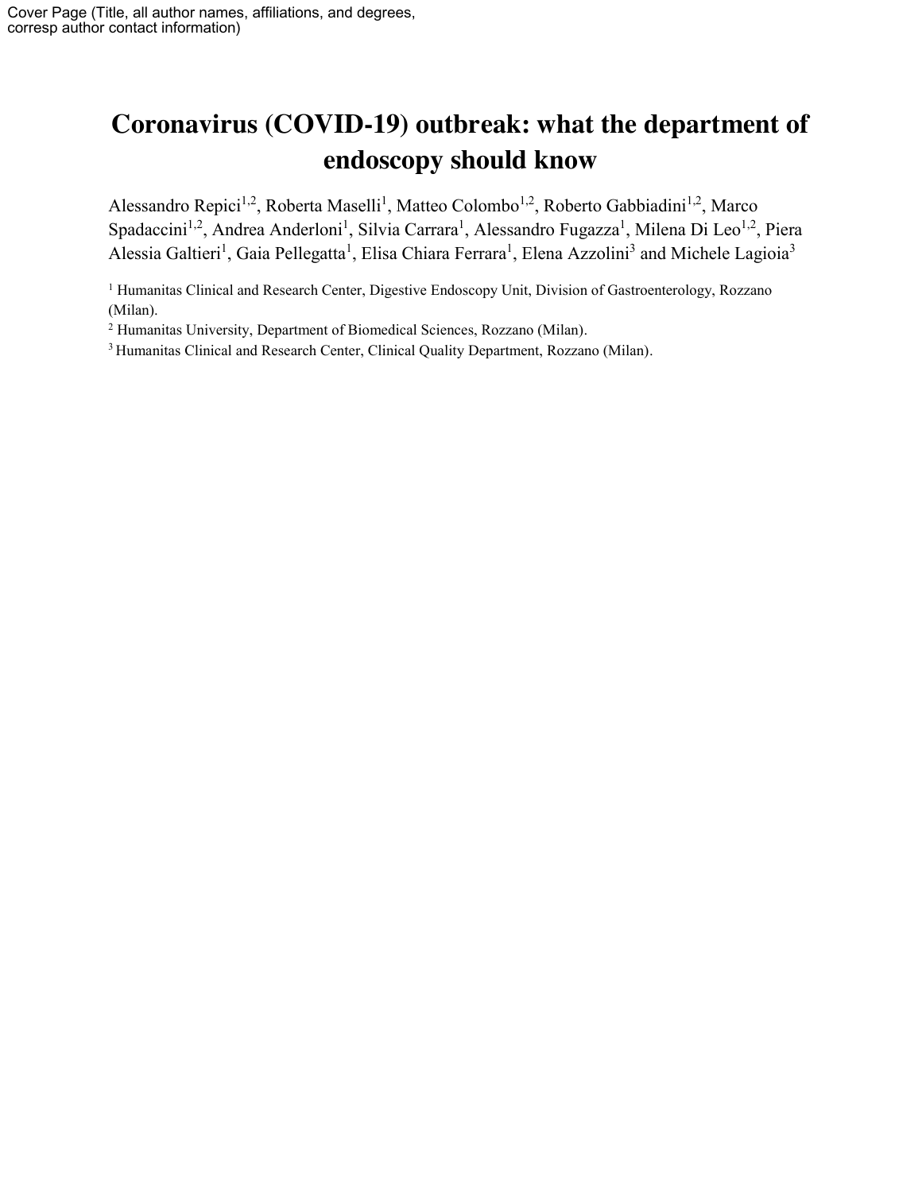Cover Page (Title, all author names, affiliations, and degrees, corresp author contact information)

# Coronavirus (COVID-19) outbreak: what the department of endoscopy should know

Alessandro Repici[1,2], Roberta Maselli[1], Matteo Colombo[1,2], Roberto Gabbiadini[1,2], Marco Spadaccini[1,2], Andrea Anderloni[1], Silvia Carrara[1], Alessandro Fugazza[1], Milena Di Leo[1,2], Piera Alessia Galtieri[1], Gaia Pellegatta[1], Elisa Chiara Ferrara[1], Elena Azzolini[3] and Michele Lagioia[3]

[1] Humanitas Clinical and Research Center, Digestive Endoscopy Unit, Division of Gastroenterology, Rozzano (Milan).

[2] Humanitas University, Department of Biomedical Sciences, Rozzano (Milan).

[3] Humanitas Clinical and Research Center, Clinical Quality Department, Rozzano (Milan).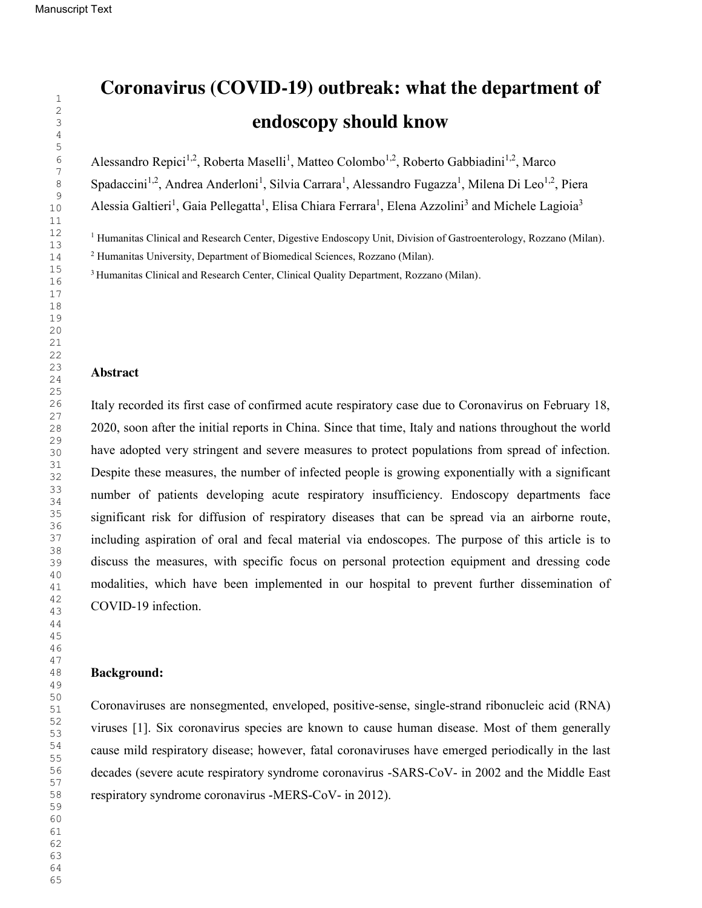# Coronavirus (COVID-19) outbreak: what the department of endoscopy should know

Alessandro Repici[1,2], Roberta Maselli[1], Matteo Colombo[1,2], Roberto Gabbiadini[1,2], Marco Spadaccini[1,2], Andrea Anderloni[1], Silvia Carrara[1], Alessandro Fugazza[1], Milena Di Leo[1,2], Piera Alessia Galtieri[1], Gaia Pellegatta[1], Elisa Chiara Ferrara[1], Elena Azzolini[3] and Michele Lagioia[3]

[1] Humanitas Clinical and Research Center, Digestive Endoscopy Unit, Division of Gastroenterology, Rozzano (Milan).
[2] Humanitas University, Department of Biomedical Sciences, Rozzano (Milan).
[3] Humanitas Clinical and Research Center, Clinical Quality Department, Rozzano (Milan).

## Abstract

Italy recorded its first case of confirmed acute respiratory case due to Coronavirus on February 18, 2020, soon after the initial reports in China. Since that time, Italy and nations throughout the world have adopted very stringent and severe measures to protect populations from spread of infection. Despite these measures, the number of infected people is growing exponentially with a significant number of patients developing acute respiratory insufficiency. Endoscopy departments face significant risk for diffusion of respiratory diseases that can be spread via an airborne route, including aspiration of oral and fecal material via endoscopes. The purpose of this article is to discuss the measures, with specific focus on personal protection equipment and dressing code modalities, which have been implemented in our hospital to prevent further dissemination of COVID-19 infection.

## Background:

Coronaviruses are nonsegmented, enveloped, positive-sense, single-strand ribonucleic acid (RNA) viruses [1]. Six coronavirus species are known to cause human disease. Most of them generally cause mild respiratory disease; however, fatal coronaviruses have emerged periodically in the last decades (severe acute respiratory syndrome coronavirus -SARS-CoV- in 2002 and the Middle East respiratory syndrome coronavirus -MERS-CoV- in 2012).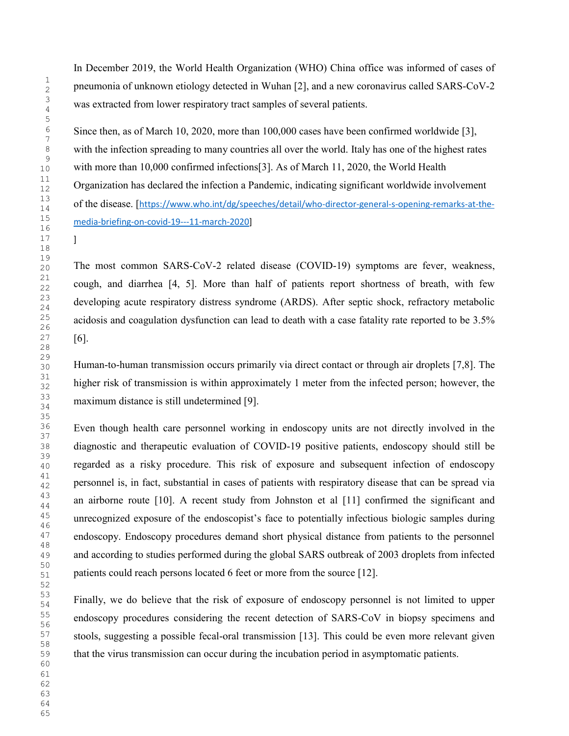In December 2019, the World Health Organization (WHO) China office was informed of cases of pneumonia of unknown etiology detected in Wuhan [2], and a new coronavirus called SARS-CoV-2 was extracted from lower respiratory tract samples of several patients.

Since then, as of March 10, 2020, more than 100,000 cases have been confirmed worldwide [3], with the infection spreading to many countries all over the world. Italy has one of the highest rates with more than 10,000 confirmed infections[3]. As of March 11, 2020, the World Health Organization has declared the infection a Pandemic, indicating significant worldwide involvement of the disease. [https://www.who.int/dg/speeches/detail/who-director-general-s-opening-remarks-at-the-media-briefing-on-covid-19---11-march-2020]

]

The most common SARS-CoV-2 related disease (COVID-19) symptoms are fever, weakness, cough, and diarrhea [4, 5]. More than half of patients report shortness of breath, with few developing acute respiratory distress syndrome (ARDS). After septic shock, refractory metabolic acidosis and coagulation dysfunction can lead to death with a case fatality rate reported to be 3.5% [6].

Human-to-human transmission occurs primarily via direct contact or through air droplets [7,8]. The higher risk of transmission is within approximately 1 meter from the infected person; however, the maximum distance is still undetermined [9].

Even though health care personnel working in endoscopy units are not directly involved in the diagnostic and therapeutic evaluation of COVID-19 positive patients, endoscopy should still be regarded as a risky procedure. This risk of exposure and subsequent infection of endoscopy personnel is, in fact, substantial in cases of patients with respiratory disease that can be spread via an airborne route [10]. A recent study from Johnston et al [11] confirmed the significant and unrecognized exposure of the endoscopist's face to potentially infectious biologic samples during endoscopy. Endoscopy procedures demand short physical distance from patients to the personnel and according to studies performed during the global SARS outbreak of 2003 droplets from infected patients could reach persons located 6 feet or more from the source [12].

Finally, we do believe that the risk of exposure of endoscopy personnel is not limited to upper endoscopy procedures considering the recent detection of SARS-CoV in biopsy specimens and stools, suggesting a possible fecal-oral transmission [13]. This could be even more relevant given that the virus transmission can occur during the incubation period in asymptomatic patients.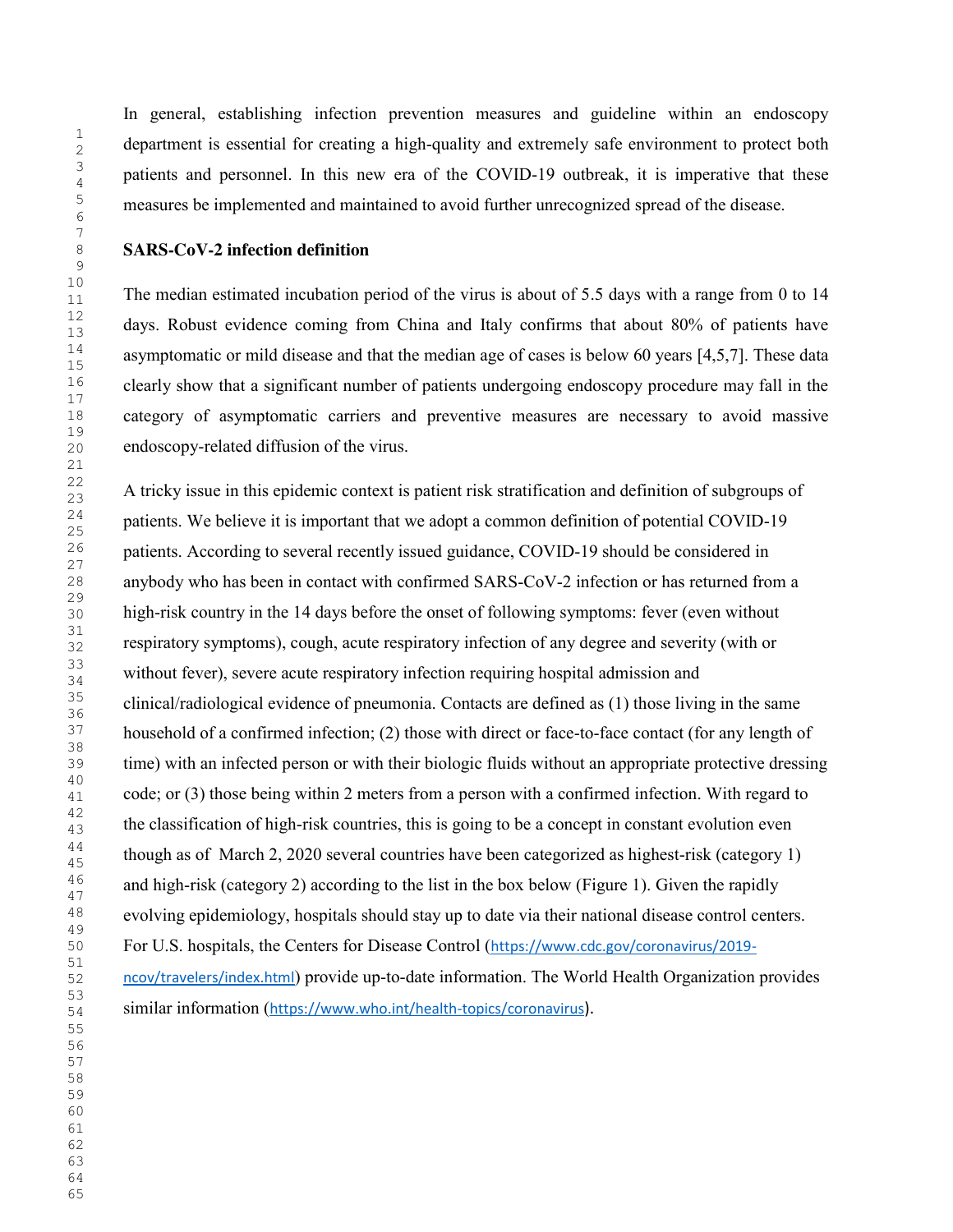In general, establishing infection prevention measures and guideline within an endoscopy department is essential for creating a high-quality and extremely safe environment to protect both patients and personnel. In this new era of the COVID-19 outbreak, it is imperative that these measures be implemented and maintained to avoid further unrecognized spread of the disease.

**SARS-CoV-2 infection definition**

The median estimated incubation period of the virus is about of 5.5 days with a range from 0 to 14 days. Robust evidence coming from China and Italy confirms that about 80% of patients have asymptomatic or mild disease and that the median age of cases is below 60 years [4,5,7]. These data clearly show that a significant number of patients undergoing endoscopy procedure may fall in the category of asymptomatic carriers and preventive measures are necessary to avoid massive endoscopy-related diffusion of the virus.

A tricky issue in this epidemic context is patient risk stratification and definition of subgroups of patients. We believe it is important that we adopt a common definition of potential COVID-19 patients. According to several recently issued guidance, COVID-19 should be considered in anybody who has been in contact with confirmed SARS-CoV-2 infection or has returned from a high-risk country in the 14 days before the onset of following symptoms: fever (even without respiratory symptoms), cough, acute respiratory infection of any degree and severity (with or without fever), severe acute respiratory infection requiring hospital admission and clinical/radiological evidence of pneumonia. Contacts are defined as (1) those living in the same household of a confirmed infection; (2) those with direct or face-to-face contact (for any length of time) with an infected person or with their biologic fluids without an appropriate protective dressing code; or (3) those being within 2 meters from a person with a confirmed infection. With regard to the classification of high-risk countries, this is going to be a concept in constant evolution even though as of March 2, 2020 several countries have been categorized as highest-risk (category 1) and high-risk (category 2) according to the list in the box below (Figure 1). Given the rapidly evolving epidemiology, hospitals should stay up to date via their national disease control centers. For U.S. hospitals, the Centers for Disease Control (https://www.cdc.gov/coronavirus/2019-ncov/travelers/index.html) provide up-to-date information. The World Health Organization provides similar information (https://www.who.int/health-topics/coronavirus).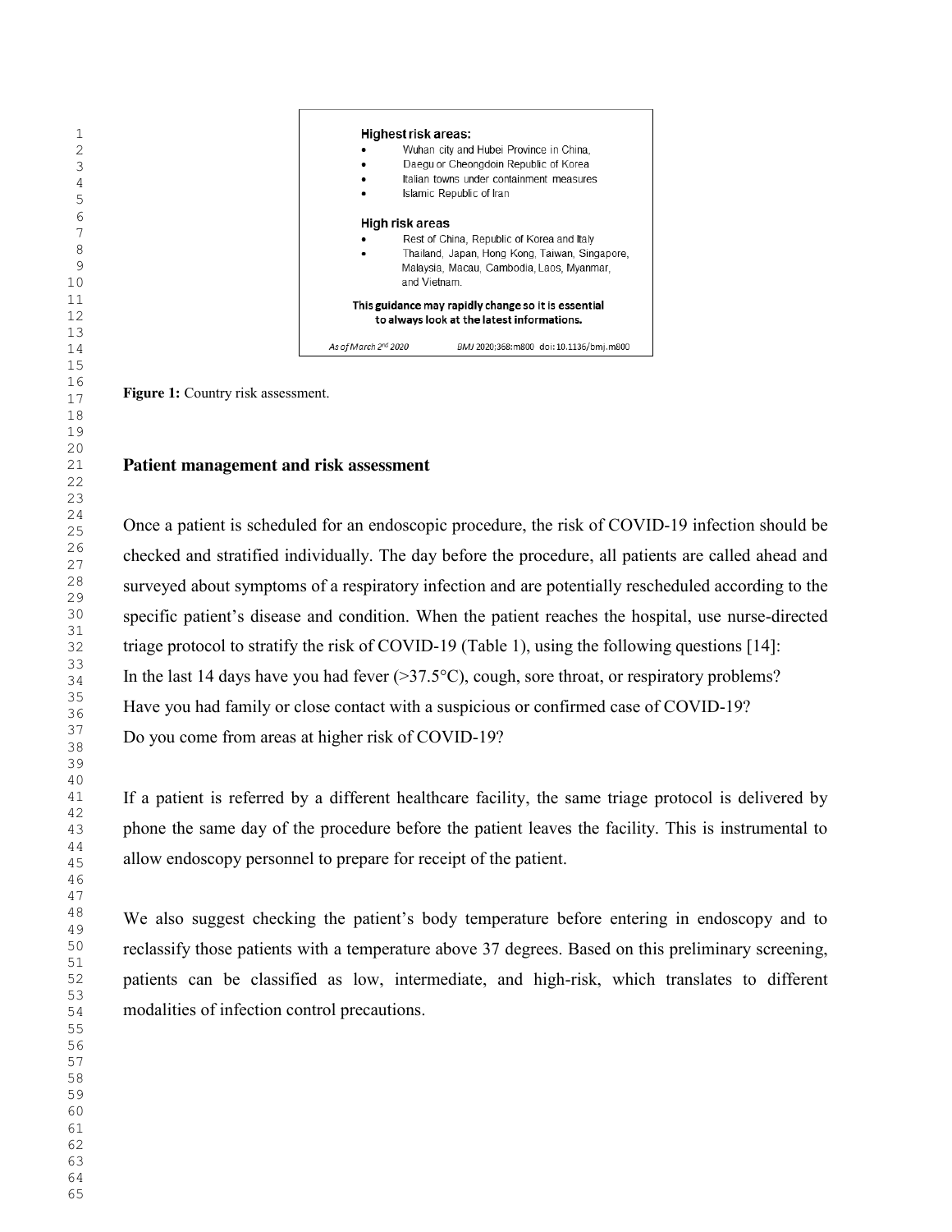**Highest risk areas:**

- Wuhan city and Hubei Province in China,
- Daegu or Cheongdoin Republic of Korea
- Italian towns under containment measures
- Islamic Republic of Iran

**High risk areas**

- Rest of China, Republic of Korea and Italy
- Thailand, Japan, Hong Kong, Taiwan, Singapore, Malaysia, Macau, Cambodia, Laos, Myanmar, and Vietnam.

**This guidance may rapidly change so it is essential to always look at the latest informations.**

*As of March 2nd 2020* *BMJ* 2020:368:m800 doi:10.1136/bmj.m800

**Figure 1:** Country risk assessment.

## Patient management and risk assessment

Once a patient is scheduled for an endoscopic procedure, the risk of COVID-19 infection should be checked and stratified individually. The day before the procedure, all patients are called ahead and surveyed about symptoms of a respiratory infection and are potentially rescheduled according to the specific patient's disease and condition. When the patient reaches the hospital, use nurse-directed triage protocol to stratify the risk of COVID-19 (Table 1), using the following questions [14]:
In the last 14 days have you had fever (>37.5°C), cough, sore throat, or respiratory problems?
Have you had family or close contact with a suspicious or confirmed case of COVID-19?
Do you come from areas at higher risk of COVID-19?

If a patient is referred by a different healthcare facility, the same triage protocol is delivered by phone the same day of the procedure before the patient leaves the facility. This is instrumental to allow endoscopy personnel to prepare for receipt of the patient.

We also suggest checking the patient's body temperature before entering in endoscopy and to reclassify those patients with a temperature above 37 degrees. Based on this preliminary screening, patients can be classified as low, intermediate, and high-risk, which translates to different modalities of infection control precautions.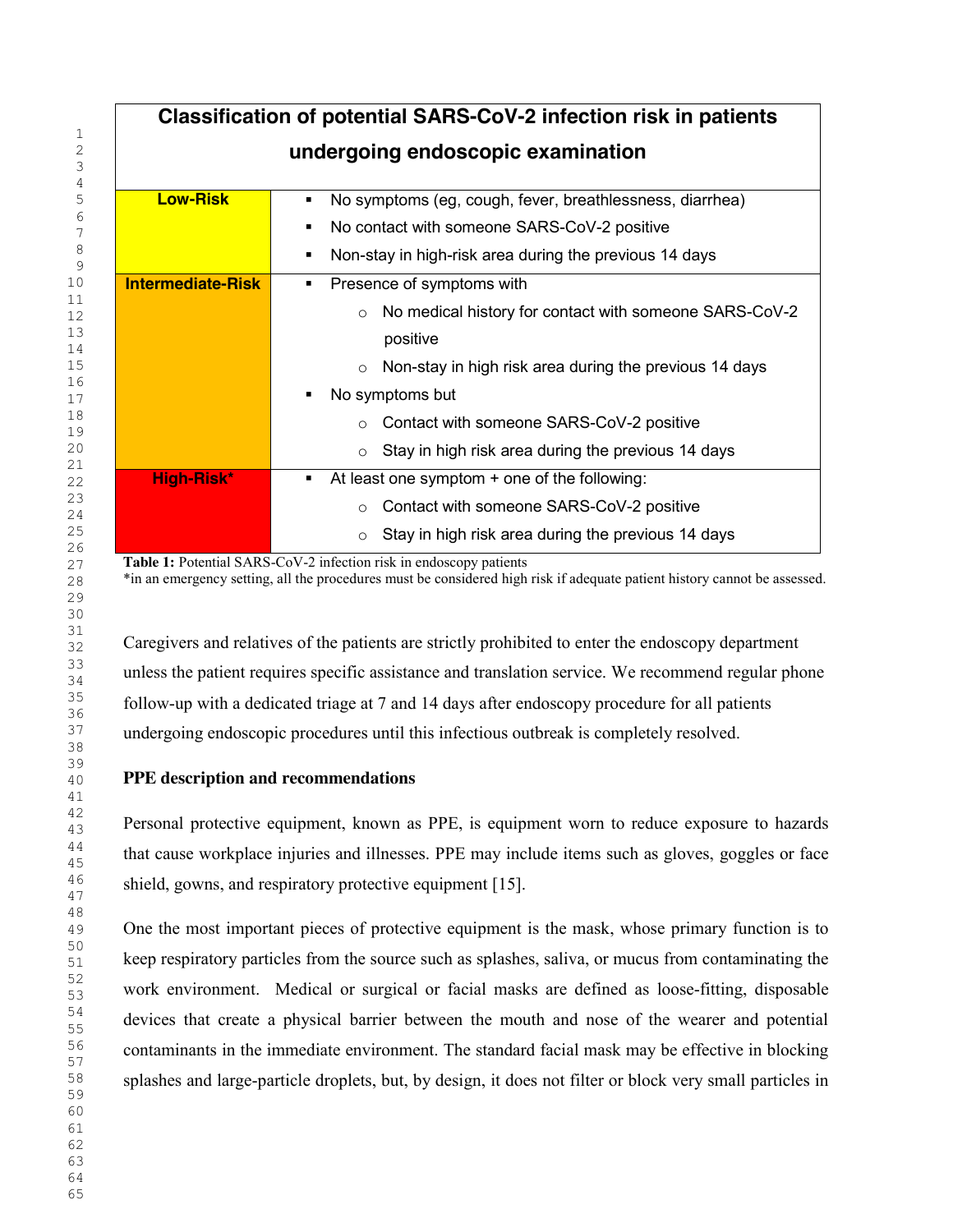| Classification of potential SARS-CoV-2 infection risk in patients undergoing endoscopic examination | |
|---|---|
| **Low-Risk** | ▪ No symptoms (eg, cough, fever, breathlessness, diarrhea)<br>▪ No contact with someone SARS-CoV-2 positive<br>▪ Non-stay in high-risk area during the previous 14 days |
| **Intermediate-Risk** | ▪ Presence of symptoms with<br>  ○ No medical history for contact with someone SARS-CoV-2 positive<br>  ○ Non-stay in high risk area during the previous 14 days<br>▪ No symptoms but<br>  ○ Contact with someone SARS-CoV-2 positive<br>  ○ Stay in high risk area during the previous 14 days |
| **High-Risk*** | ▪ At least one symptom + one of the following:<br>  ○ Contact with someone SARS-CoV-2 positive<br>  ○ Stay in high risk area during the previous 14 days |

**Table 1:** Potential SARS-CoV-2 infection risk in endoscopy patients
*in an emergency setting, all the procedures must be considered high risk if adequate patient history cannot be assessed.

Caregivers and relatives of the patients are strictly prohibited to enter the endoscopy department unless the patient requires specific assistance and translation service. We recommend regular phone follow-up with a dedicated triage at 7 and 14 days after endoscopy procedure for all patients undergoing endoscopic procedures until this infectious outbreak is completely resolved.

**PPE description and recommendations**

Personal protective equipment, known as PPE, is equipment worn to reduce exposure to hazards that cause workplace injuries and illnesses. PPE may include items such as gloves, goggles or face shield, gowns, and respiratory protective equipment [15].

One the most important pieces of protective equipment is the mask, whose primary function is to keep respiratory particles from the source such as splashes, saliva, or mucus from contaminating the work environment. Medical or surgical or facial masks are defined as loose-fitting, disposable devices that create a physical barrier between the mouth and nose of the wearer and potential contaminants in the immediate environment. The standard facial mask may be effective in blocking splashes and large-particle droplets, but, by design, it does not filter or block very small particles in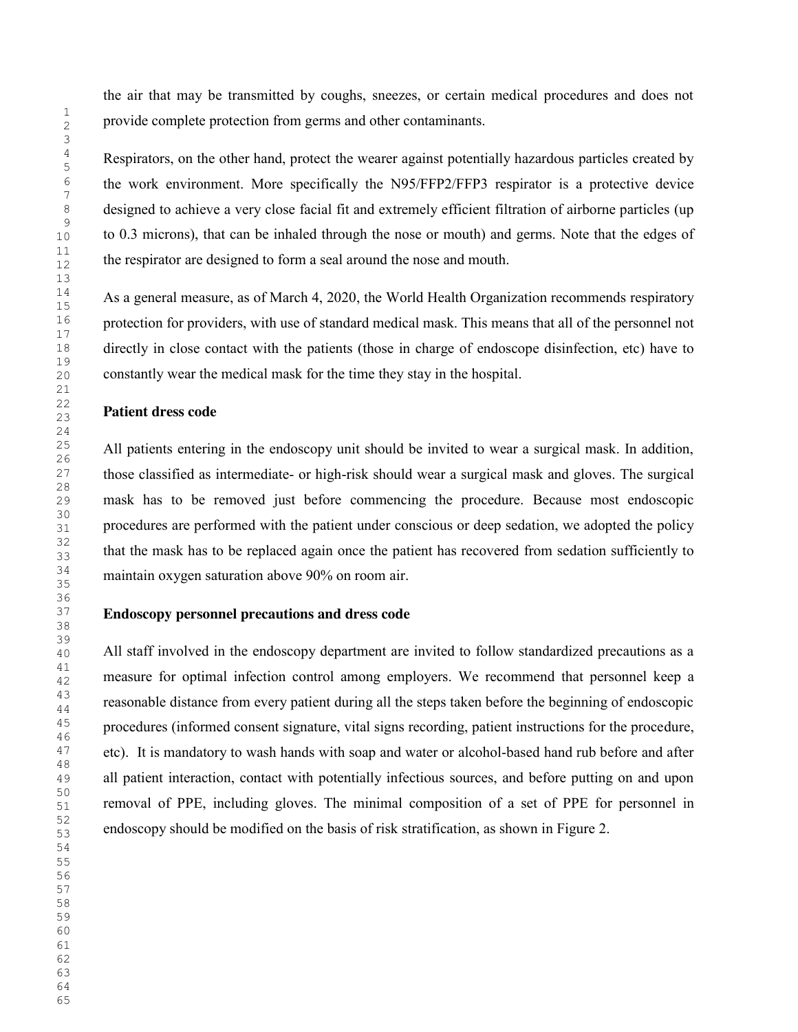the air that may be transmitted by coughs, sneezes, or certain medical procedures and does not provide complete protection from germs and other contaminants.

Respirators, on the other hand, protect the wearer against potentially hazardous particles created by the work environment. More specifically the N95/FFP2/FFP3 respirator is a protective device designed to achieve a very close facial fit and extremely efficient filtration of airborne particles (up to 0.3 microns), that can be inhaled through the nose or mouth) and germs. Note that the edges of the respirator are designed to form a seal around the nose and mouth.

As a general measure, as of March 4, 2020, the World Health Organization recommends respiratory protection for providers, with use of standard medical mask. This means that all of the personnel not directly in close contact with the patients (those in charge of endoscope disinfection, etc) have to constantly wear the medical mask for the time they stay in the hospital.

**Patient dress code**

All patients entering in the endoscopy unit should be invited to wear a surgical mask. In addition, those classified as intermediate- or high-risk should wear a surgical mask and gloves. The surgical mask has to be removed just before commencing the procedure. Because most endoscopic procedures are performed with the patient under conscious or deep sedation, we adopted the policy that the mask has to be replaced again once the patient has recovered from sedation sufficiently to maintain oxygen saturation above 90% on room air.

**Endoscopy personnel precautions and dress code**

All staff involved in the endoscopy department are invited to follow standardized precautions as a measure for optimal infection control among employers. We recommend that personnel keep a reasonable distance from every patient during all the steps taken before the beginning of endoscopic procedures (informed consent signature, vital signs recording, patient instructions for the procedure, etc). It is mandatory to wash hands with soap and water or alcohol-based hand rub before and after all patient interaction, contact with potentially infectious sources, and before putting on and upon removal of PPE, including gloves. The minimal composition of a set of PPE for personnel in endoscopy should be modified on the basis of risk stratification, as shown in Figure 2.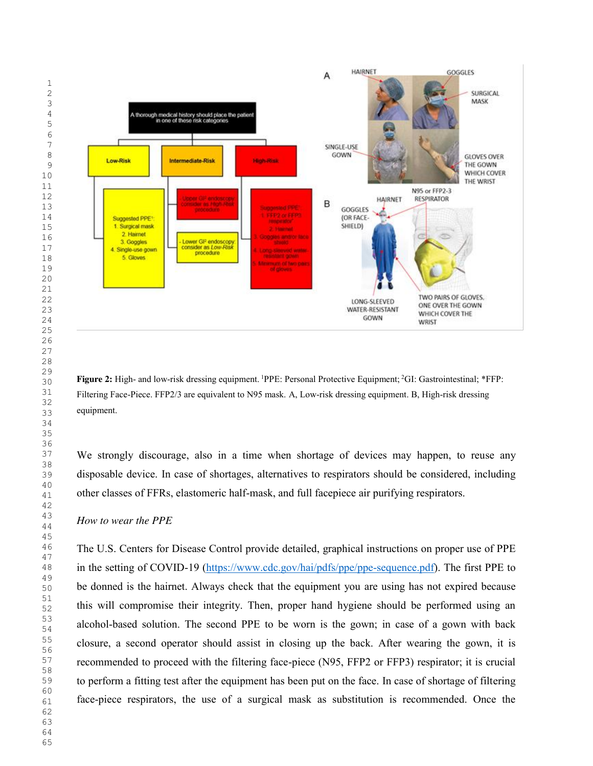**Figure 2:** High- and low-risk dressing equipment. [1]PPE: Personal Protective Equipment; [2]GI: Gastrointestinal; *FFP: Filtering Face-Piece. FFP2/3 are equivalent to N95 mask. A, Low-risk dressing equipment. B, High-risk dressing equipment.

We strongly discourage, also in a time when shortage of devices may happen, to reuse any disposable device. In case of shortages, alternatives to respirators should be considered, including other classes of FFRs, elastomeric half-mask, and full facepiece air purifying respirators.

*How to wear the PPE*

The U.S. Centers for Disease Control provide detailed, graphical instructions on proper use of PPE in the setting of COVID-19 (https://www.cdc.gov/hai/pdfs/ppe/ppe-sequence.pdf). The first PPE to be donned is the hairnet. Always check that the equipment you are using has not expired because this will compromise their integrity. Then, proper hand hygiene should be performed using an alcohol-based solution. The second PPE to be worn is the gown; in case of a gown with back closure, a second operator should assist in closing up the back. After wearing the gown, it is recommended to proceed with the filtering face-piece (N95, FFP2 or FFP3) respirator; it is crucial to perform a fitting test after the equipment has been put on the face. In case of shortage of filtering face-piece respirators, the use of a surgical mask as substitution is recommended. Once the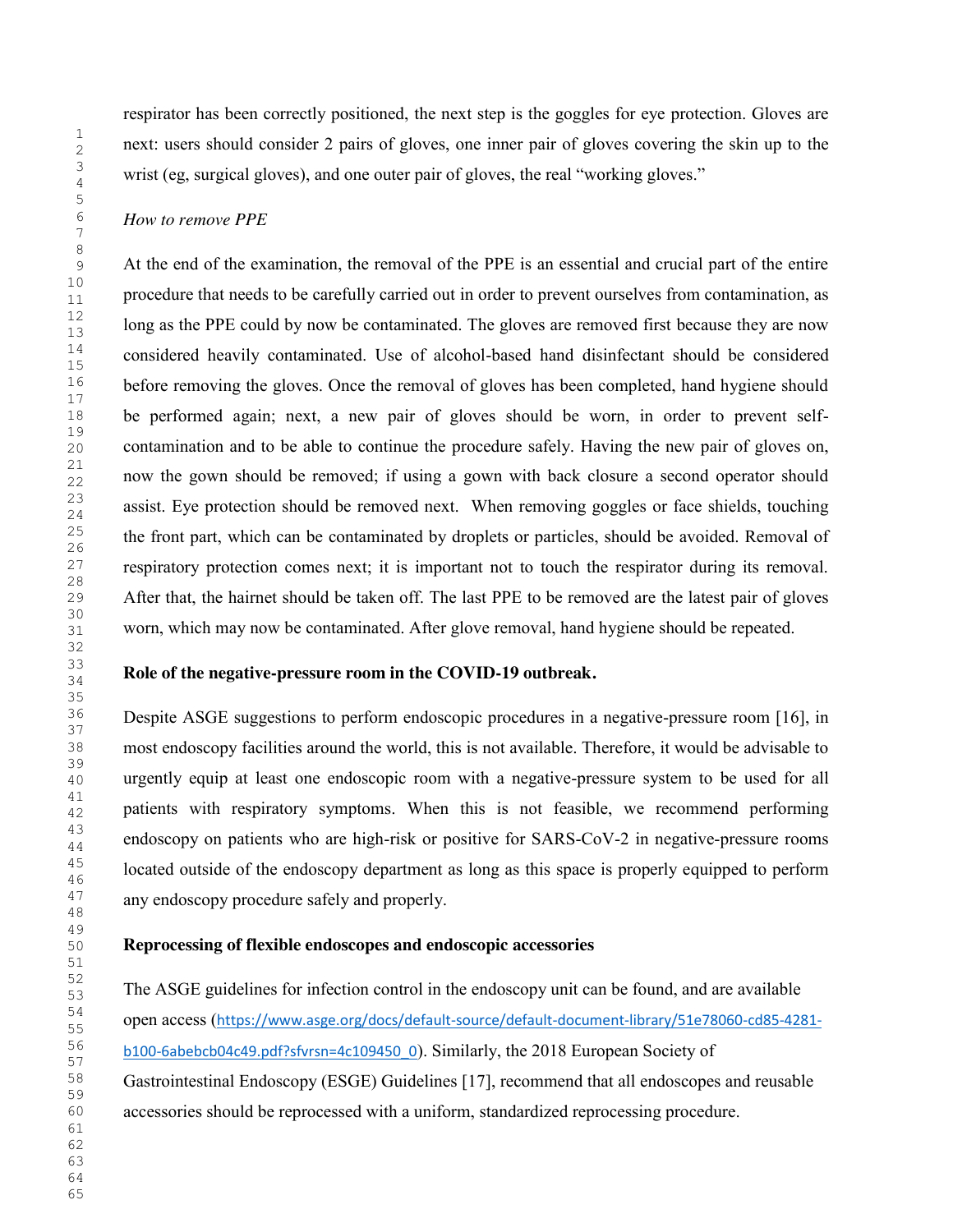respirator has been correctly positioned, the next step is the goggles for eye protection. Gloves are next: users should consider 2 pairs of gloves, one inner pair of gloves covering the skin up to the wrist (eg, surgical gloves), and one outer pair of gloves, the real "working gloves."

*How to remove PPE*

At the end of the examination, the removal of the PPE is an essential and crucial part of the entire procedure that needs to be carefully carried out in order to prevent ourselves from contamination, as long as the PPE could by now be contaminated. The gloves are removed first because they are now considered heavily contaminated. Use of alcohol-based hand disinfectant should be considered before removing the gloves. Once the removal of gloves has been completed, hand hygiene should be performed again; next, a new pair of gloves should be worn, in order to prevent self-contamination and to be able to continue the procedure safely. Having the new pair of gloves on, now the gown should be removed; if using a gown with back closure a second operator should assist. Eye protection should be removed next. When removing goggles or face shields, touching the front part, which can be contaminated by droplets or particles, should be avoided. Removal of respiratory protection comes next; it is important not to touch the respirator during its removal. After that, the hairnet should be taken off. The last PPE to be removed are the latest pair of gloves worn, which may now be contaminated. After glove removal, hand hygiene should be repeated.

**Role of the negative-pressure room in the COVID-19 outbreak.**

Despite ASGE suggestions to perform endoscopic procedures in a negative-pressure room [16], in most endoscopy facilities around the world, this is not available. Therefore, it would be advisable to urgently equip at least one endoscopic room with a negative-pressure system to be used for all patients with respiratory symptoms. When this is not feasible, we recommend performing endoscopy on patients who are high-risk or positive for SARS-CoV-2 in negative-pressure rooms located outside of the endoscopy department as long as this space is properly equipped to perform any endoscopy procedure safely and properly.

**Reprocessing of flexible endoscopes and endoscopic accessories**

The ASGE guidelines for infection control in the endoscopy unit can be found, and are available open access (https://www.asge.org/docs/default-source/default-document-library/51e78060-cd85-4281-b100-6abebcb04c49.pdf?sfvrsn=4c109450_0). Similarly, the 2018 European Society of Gastrointestinal Endoscopy (ESGE) Guidelines [17], recommend that all endoscopes and reusable accessories should be reprocessed with a uniform, standardized reprocessing procedure.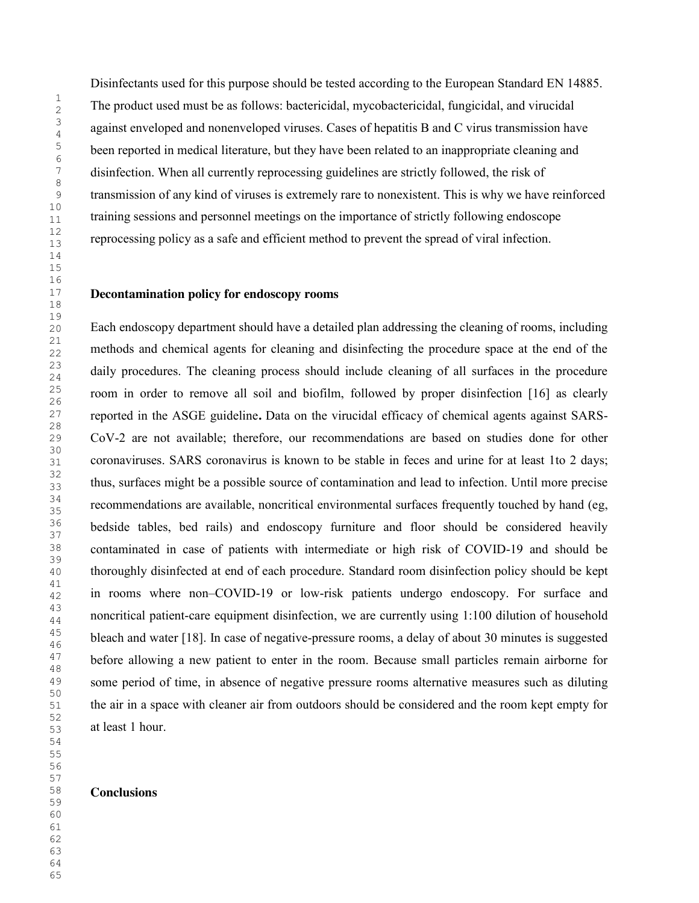Disinfectants used for this purpose should be tested according to the European Standard EN 14885. The product used must be as follows: bactericidal, mycobactericidal, fungicidal, and virucidal against enveloped and nonenveloped viruses. Cases of hepatitis B and C virus transmission have been reported in medical literature, but they have been related to an inappropriate cleaning and disinfection. When all currently reprocessing guidelines are strictly followed, the risk of transmission of any kind of viruses is extremely rare to nonexistent. This is why we have reinforced training sessions and personnel meetings on the importance of strictly following endoscope reprocessing policy as a safe and efficient method to prevent the spread of viral infection.

**Decontamination policy for endoscopy rooms**

Each endoscopy department should have a detailed plan addressing the cleaning of rooms, including methods and chemical agents for cleaning and disinfecting the procedure space at the end of the daily procedures. The cleaning process should include cleaning of all surfaces in the procedure room in order to remove all soil and biofilm, followed by proper disinfection [16] as clearly reported in the ASGE guideline**.** Data on the virucidal efficacy of chemical agents against SARS-CoV-2 are not available; therefore, our recommendations are based on studies done for other coronaviruses. SARS coronavirus is known to be stable in feces and urine for at least 1to 2 days; thus, surfaces might be a possible source of contamination and lead to infection. Until more precise recommendations are available, noncritical environmental surfaces frequently touched by hand (eg, bedside tables, bed rails) and endoscopy furniture and floor should be considered heavily contaminated in case of patients with intermediate or high risk of COVID-19 and should be thoroughly disinfected at end of each procedure. Standard room disinfection policy should be kept in rooms where non–COVID-19 or low-risk patients undergo endoscopy. For surface and noncritical patient-care equipment disinfection, we are currently using 1:100 dilution of household bleach and water [18]. In case of negative-pressure rooms, a delay of about 30 minutes is suggested before allowing a new patient to enter in the room. Because small particles remain airborne for some period of time, in absence of negative pressure rooms alternative measures such as diluting the air in a space with cleaner air from outdoors should be considered and the room kept empty for at least 1 hour.

**Conclusions**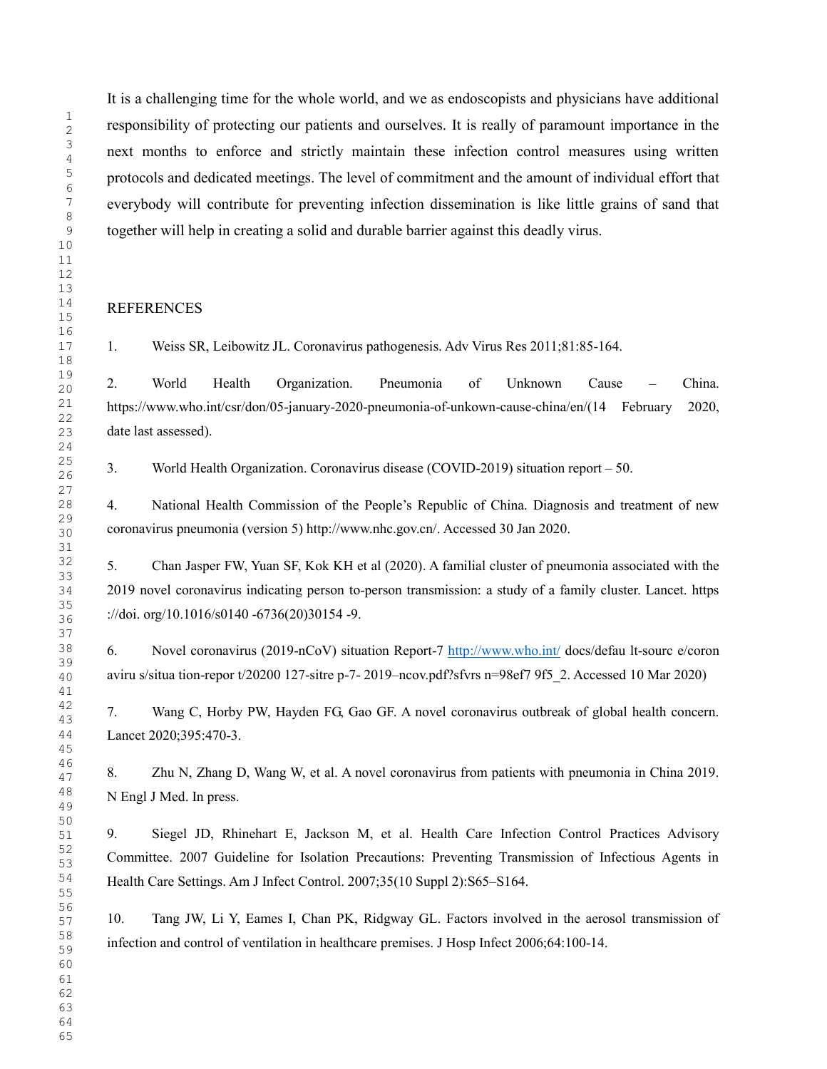It is a challenging time for the whole world, and we as endoscopists and physicians have additional responsibility of protecting our patients and ourselves. It is really of paramount importance in the next months to enforce and strictly maintain these infection control measures using written protocols and dedicated meetings. The level of commitment and the amount of individual effort that everybody will contribute for preventing infection dissemination is like little grains of sand that together will help in creating a solid and durable barrier against this deadly virus.

## REFERENCES

1. Weiss SR, Leibowitz JL. Coronavirus pathogenesis. Adv Virus Res 2011;81:85-164.

2. World Health Organization. Pneumonia of Unknown Cause – China. https://www.who.int/csr/don/05-january-2020-pneumonia-of-unkown-cause-china/en/(14 February 2020, date last assessed).

3. World Health Organization. Coronavirus disease (COVID-2019) situation report – 50.

4. National Health Commission of the People's Republic of China. Diagnosis and treatment of new coronavirus pneumonia (version 5) http://www.nhc.gov.cn/. Accessed 30 Jan 2020.

5. Chan Jasper FW, Yuan SF, Kok KH et al (2020). A familial cluster of pneumonia associated with the 2019 novel coronavirus indicating person to-person transmission: a study of a family cluster. Lancet. https ://doi. org/10.1016/s0140 -6736(20)30154 -9.

6. Novel coronavirus (2019-nCoV) situation Report-7 http://www.who.int/ docs/defau lt-sourc e/coron aviru s/situa tion-repor t/20200 127-sitre p-7- 2019–ncov.pdf?sfvrs n=98ef7 9f5_2. Accessed 10 Mar 2020)

7. Wang C, Horby PW, Hayden FG, Gao GF. A novel coronavirus outbreak of global health concern. Lancet 2020;395:470-3.

8. Zhu N, Zhang D, Wang W, et al. A novel coronavirus from patients with pneumonia in China 2019. N Engl J Med. In press.

9. Siegel JD, Rhinehart E, Jackson M, et al. Health Care Infection Control Practices Advisory Committee. 2007 Guideline for Isolation Precautions: Preventing Transmission of Infectious Agents in Health Care Settings. Am J Infect Control. 2007;35(10 Suppl 2):S65–S164.

10. Tang JW, Li Y, Eames I, Chan PK, Ridgway GL. Factors involved in the aerosol transmission of infection and control of ventilation in healthcare premises. J Hosp Infect 2006;64:100-14.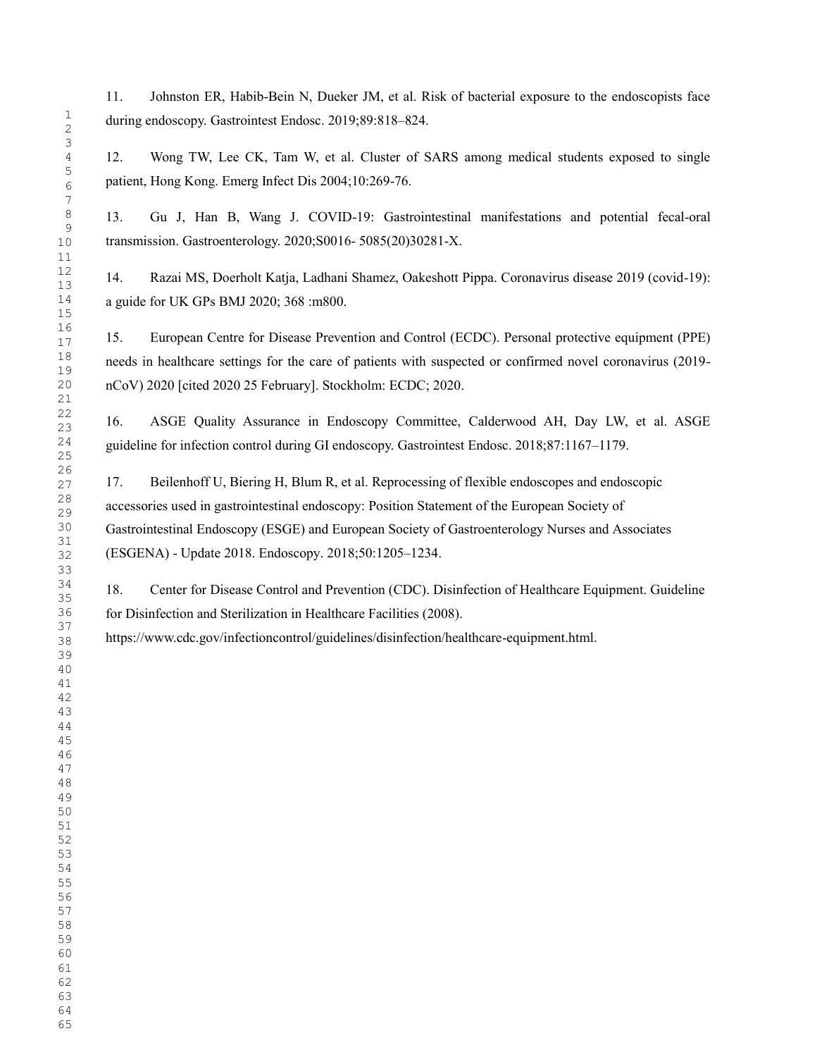11. Johnston ER, Habib-Bein N, Dueker JM, et al. Risk of bacterial exposure to the endoscopists face during endoscopy. Gastrointest Endosc. 2019;89:818–824.

12. Wong TW, Lee CK, Tam W, et al. Cluster of SARS among medical students exposed to single patient, Hong Kong. Emerg Infect Dis 2004;10:269-76.

13. Gu J, Han B, Wang J. COVID-19: Gastrointestinal manifestations and potential fecal-oral transmission. Gastroenterology. 2020;S0016- 5085(20)30281-X.

14. Razai MS, Doerholt Katja, Ladhani Shamez, Oakeshott Pippa. Coronavirus disease 2019 (covid-19): a guide for UK GPs BMJ 2020; 368 :m800.

15. European Centre for Disease Prevention and Control (ECDC). Personal protective equipment (PPE) needs in healthcare settings for the care of patients with suspected or confirmed novel coronavirus (2019-nCoV) 2020 [cited 2020 25 February]. Stockholm: ECDC; 2020.

16. ASGE Quality Assurance in Endoscopy Committee, Calderwood AH, Day LW, et al. ASGE guideline for infection control during GI endoscopy. Gastrointest Endosc. 2018;87:1167–1179.

17. Beilenhoff U, Biering H, Blum R, et al. Reprocessing of flexible endoscopes and endoscopic accessories used in gastrointestinal endoscopy: Position Statement of the European Society of Gastrointestinal Endoscopy (ESGE) and European Society of Gastroenterology Nurses and Associates (ESGENA) - Update 2018. Endoscopy. 2018;50:1205–1234.

18. Center for Disease Control and Prevention (CDC). Disinfection of Healthcare Equipment. Guideline for Disinfection and Sterilization in Healthcare Facilities (2008). https://www.cdc.gov/infectioncontrol/guidelines/disinfection/healthcare-equipment.html.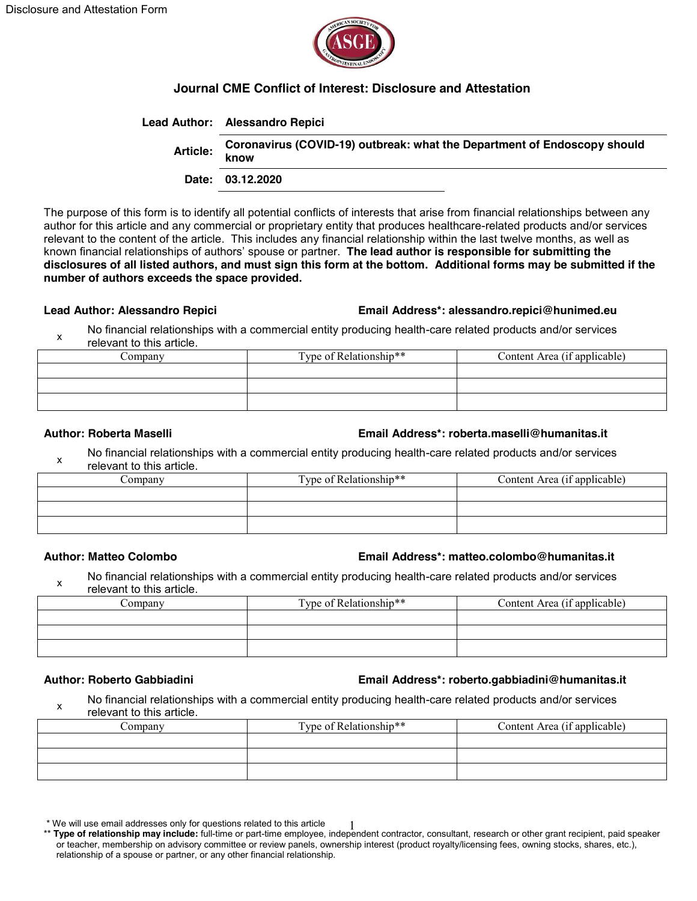# Journal CME Conflict of Interest: Disclosure and Attestation

**Lead Author:** **Alessandro Repici**

**Article:** **Coronavirus (COVID-19) outbreak: what the Department of Endoscopy should know**

**Date:** **03.12.2020**

The purpose of this form is to identify all potential conflicts of interests that arise from financial relationships between any author for this article and any commercial or proprietary entity that produces healthcare-related products and/or services relevant to the content of the article. This includes any financial relationship within the last twelve months, as well as known financial relationships of authors' spouse or partner. **The lead author is responsible for submitting the disclosures of all listed authors, and must sign this form at the bottom. Additional forms may be submitted if the number of authors exceeds the space provided.**

**Lead Author: Alessandro Repici** **Email Address*: alessandro.repici@hunimed.eu**

x No financial relationships with a commercial entity producing health-care related products and/or services relevant to this article.

| Company | Type of Relationship** | Content Area (if applicable) |
|---|---|---|
| | | |
| | | |
| | | |

**Author: Roberta Maselli** **Email Address*: roberta.maselli@humanitas.it**

x No financial relationships with a commercial entity producing health-care related products and/or services relevant to this article.

| Company | Type of Relationship** | Content Area (if applicable) |
|---|---|---|
| | | |
| | | |
| | | |

**Author: Matteo Colombo** **Email Address*: matteo.colombo@humanitas.it**

x No financial relationships with a commercial entity producing health-care related products and/or services relevant to this article.

| Company | Type of Relationship** | Content Area (if applicable) |
|---|---|---|
| | | |
| | | |
| | | |

**Author: Roberto Gabbiadini** **Email Address*: roberto.gabbiadini@humanitas.it**

x No financial relationships with a commercial entity producing health-care related products and/or services relevant to this article.

| Company | Type of Relationship** | Content Area (if applicable) |
|---|---|---|
| | | |
| | | |
| | | |

\* We will use email addresses only for questions related to this article

** **Type of relationship may include:** full-time or part-time employee, independent contractor, consultant, research or other grant recipient, paid speaker or teacher, membership on advisory committee or review panels, ownership interest (product royalty/licensing fees, owning stocks, shares, etc.), relationship of a spouse or partner, or any other financial relationship.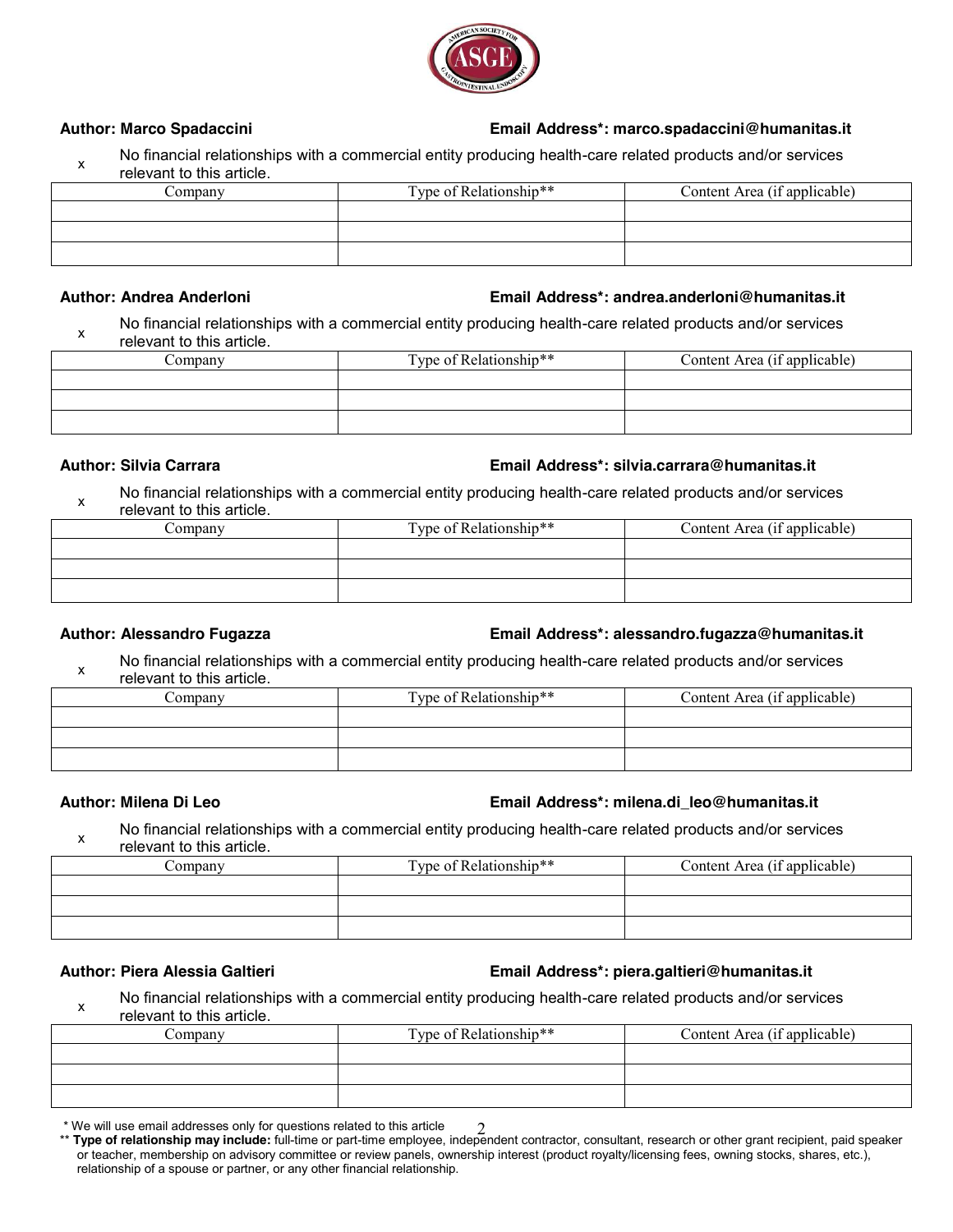**Author: Marco Spadaccini** **Email Address*: marco.spadaccini@humanitas.it**

x No financial relationships with a commercial entity producing health-care related products and/or services relevant to this article.

| Company | Type of Relationship** | Content Area (if applicable) |
|---|---|---|
| | | |
| | | |
| | | |

**Author: Andrea Anderloni** **Email Address*: andrea.anderloni@humanitas.it**

x No financial relationships with a commercial entity producing health-care related products and/or services relevant to this article.

| Company | Type of Relationship** | Content Area (if applicable) |
|---|---|---|
| | | |
| | | |
| | | |

**Author: Silvia Carrara** **Email Address*: silvia.carrara@humanitas.it**

x No financial relationships with a commercial entity producing health-care related products and/or services relevant to this article.

| Company | Type of Relationship** | Content Area (if applicable) |
|---|---|---|
| | | |
| | | |
| | | |

**Author: Alessandro Fugazza** **Email Address*: alessandro.fugazza@humanitas.it**

x No financial relationships with a commercial entity producing health-care related products and/or services relevant to this article.

| Company | Type of Relationship** | Content Area (if applicable) |
|---|---|---|
| | | |
| | | |
| | | |

**Author: Milena Di Leo** **Email Address*: milena.di_leo@humanitas.it**

x No financial relationships with a commercial entity producing health-care related products and/or services relevant to this article.

| Company | Type of Relationship** | Content Area (if applicable) |
|---|---|---|
| | | |
| | | |
| | | |

**Author: Piera Alessia Galtieri** **Email Address*: piera.galtieri@humanitas.it**

x No financial relationships with a commercial entity producing health-care related products and/or services relevant to this article.

| Company | Type of Relationship** | Content Area (if applicable) |
|---|---|---|
| | | |
| | | |
| | | |

* We will use email addresses only for questions related to this article

** **Type of relationship may include:** full-time or part-time employee, independent contractor, consultant, research or other grant recipient, paid speaker or teacher, membership on advisory committee or review panels, ownership interest (product royalty/licensing fees, owning stocks, shares, etc.), relationship of a spouse or partner, or any other financial relationship.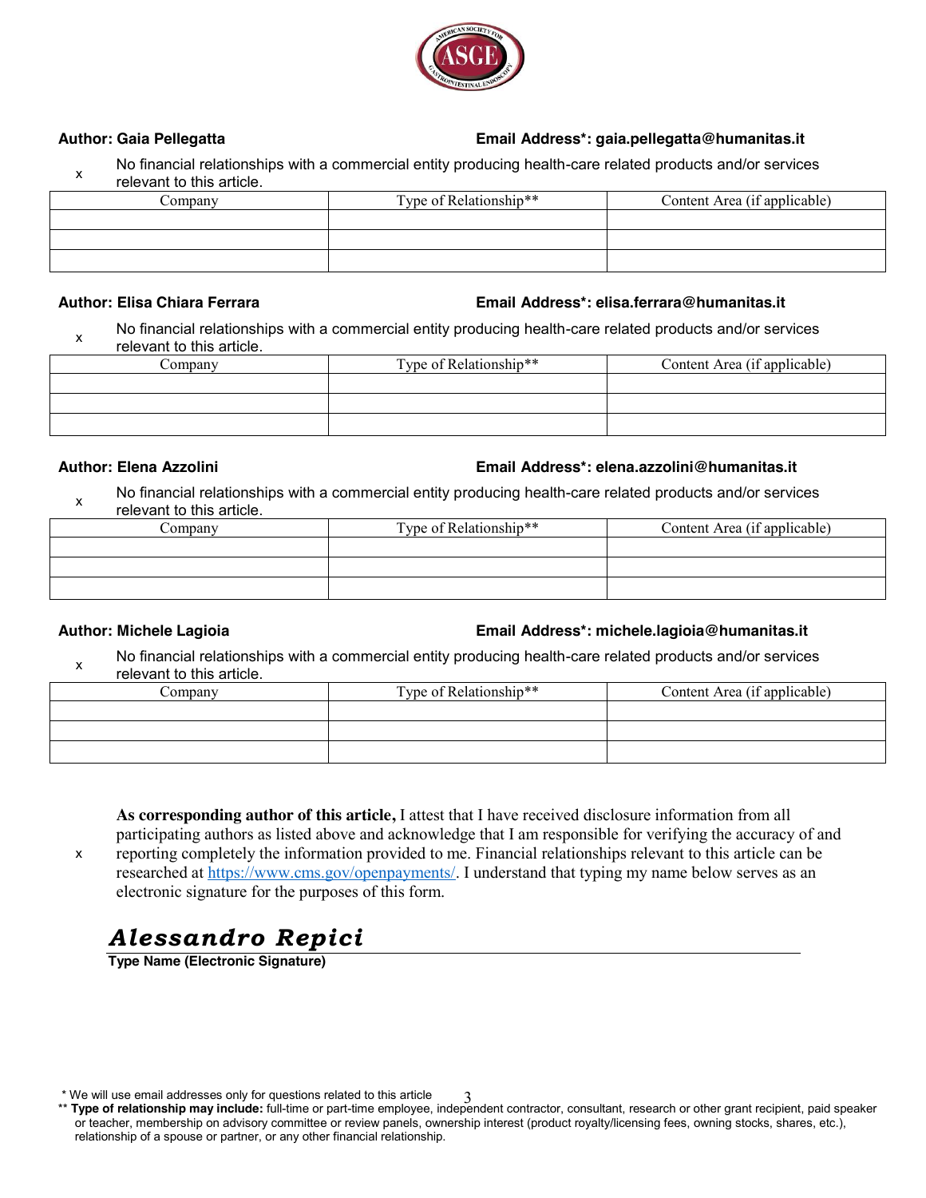**Author: Gaia Pellegatta** **Email Address*: gaia.pellegatta@humanitas.it**

x No financial relationships with a commercial entity producing health-care related products and/or services relevant to this article.

| Company | Type of Relationship** | Content Area (if applicable) |
|---|---|---|
| | | |
| | | |
| | | |

**Author: Elisa Chiara Ferrara** **Email Address*: elisa.ferrara@humanitas.it**

x No financial relationships with a commercial entity producing health-care related products and/or services relevant to this article.

| Company | Type of Relationship** | Content Area (if applicable) |
|---|---|---|
| | | |
| | | |
| | | |

**Author: Elena Azzolini** **Email Address*: elena.azzolini@humanitas.it**

x No financial relationships with a commercial entity producing health-care related products and/or services relevant to this article.

| Company | Type of Relationship** | Content Area (if applicable) |
|---|---|---|
| | | |
| | | |
| | | |

**Author: Michele Lagioia** **Email Address*: michele.lagioia@humanitas.it**

x No financial relationships with a commercial entity producing health-care related products and/or services relevant to this article.

| Company | Type of Relationship** | Content Area (if applicable) |
|---|---|---|
| | | |
| | | |
| | | |

x **As corresponding author of this article,** I attest that I have received disclosure information from all participating authors as listed above and acknowledge that I am responsible for verifying the accuracy of and reporting completely the information provided to me. Financial relationships relevant to this article can be researched at https://www.cms.gov/openpayments/. I understand that typing my name below serves as an electronic signature for the purposes of this form.

***Alessandro Repici***

**Type Name (Electronic Signature)**

* We will use email addresses only for questions related to this article

** **Type of relationship may include:** full-time or part-time employee, independent contractor, consultant, research or other grant recipient, paid speaker or teacher, membership on advisory committee or review panels, ownership interest (product royalty/licensing fees, owning stocks, shares, etc.), relationship of a spouse or partner, or any other financial relationship.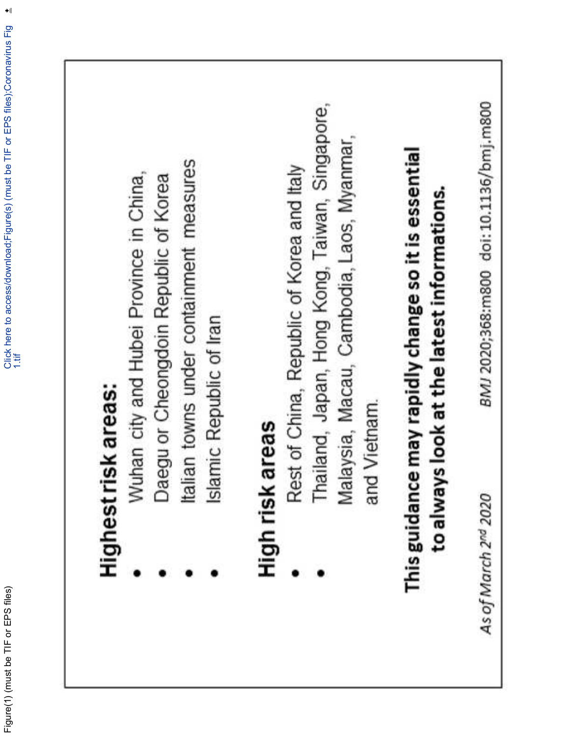## Highest risk areas:

- Wuhan city and Hubei Province in China,
- Daegu or Cheongdoin Republic of Korea
- Italian towns under containment measures
- Islamic Republic of Iran

## High risk areas

- Rest of China, Republic of Korea and Italy
- Thailand, Japan, Hong Kong, Taiwan, Singapore, Malaysia, Macau, Cambodia, Laos, Myanmar, and Vietnam.

**This guidance may rapidly change so it is essential to always look at the latest informations.**

*As of March 2nd 2020* *BMJ* 2020;368:m800 doi: 10.1136/bmj.m800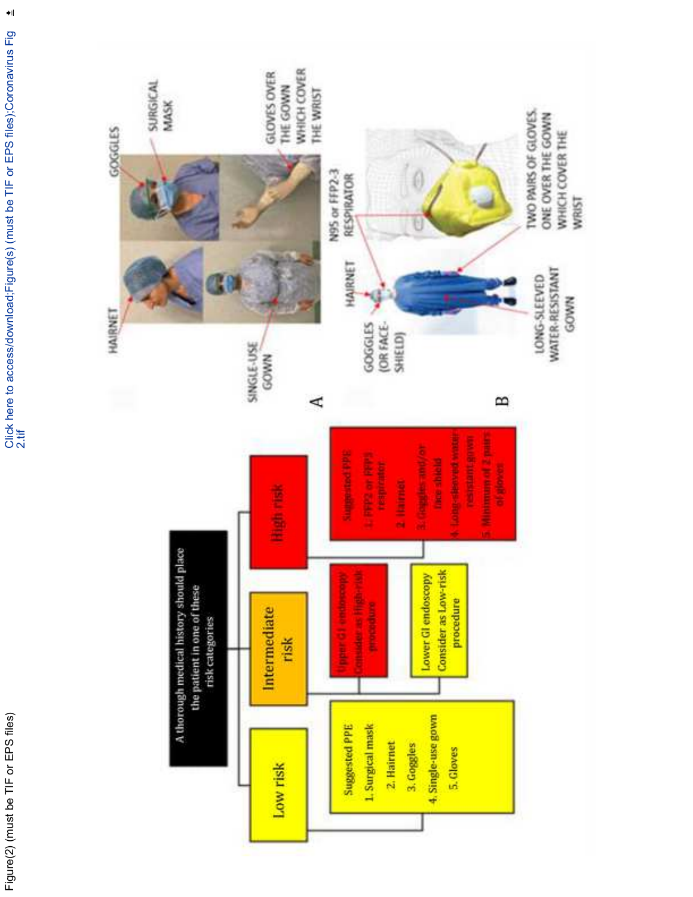Figure(2) (must be TIF or EPS files)

Click here to access/download;Figure(s) (must be TIF or EPS files);Coronavirus Fig 2.tif

A thorough medical history should place the patient in one of these risk categories

Low risk

Suggested PPE
1. Surgical mask
2. Hairnet
3. Goggles
4. Single-use gown
5. Gloves

Intermediate risk

Upper GI endoscopy Consider as High-risk procedure

Lower GI endoscopy Consider as Low-risk procedure

High risk

Suggested PPE
1. FFP2 or FFP3 respirator
2. Hairnet
3. Goggles and/or face shield
4. Long-sleeved water-resistant gown
5. Minimum of 2 pairs of gloves

A

HAIRNET

GOGGLES

SURGICAL MASK

SINGLE-USE GOWN

GLOVES OVER THE GOWN WHICH COVER THE WRIST

B

HAIRNET

N95 or FFP2-3 RESPIRATOR

GOGGLES (OR FACE-SHIELD)

LONG-SLEEVED WATER-RESISTANT GOWN

TWO PAIRS OF GLOVES, ONE OVER THE GOWN WHICH COVER THE WRIST